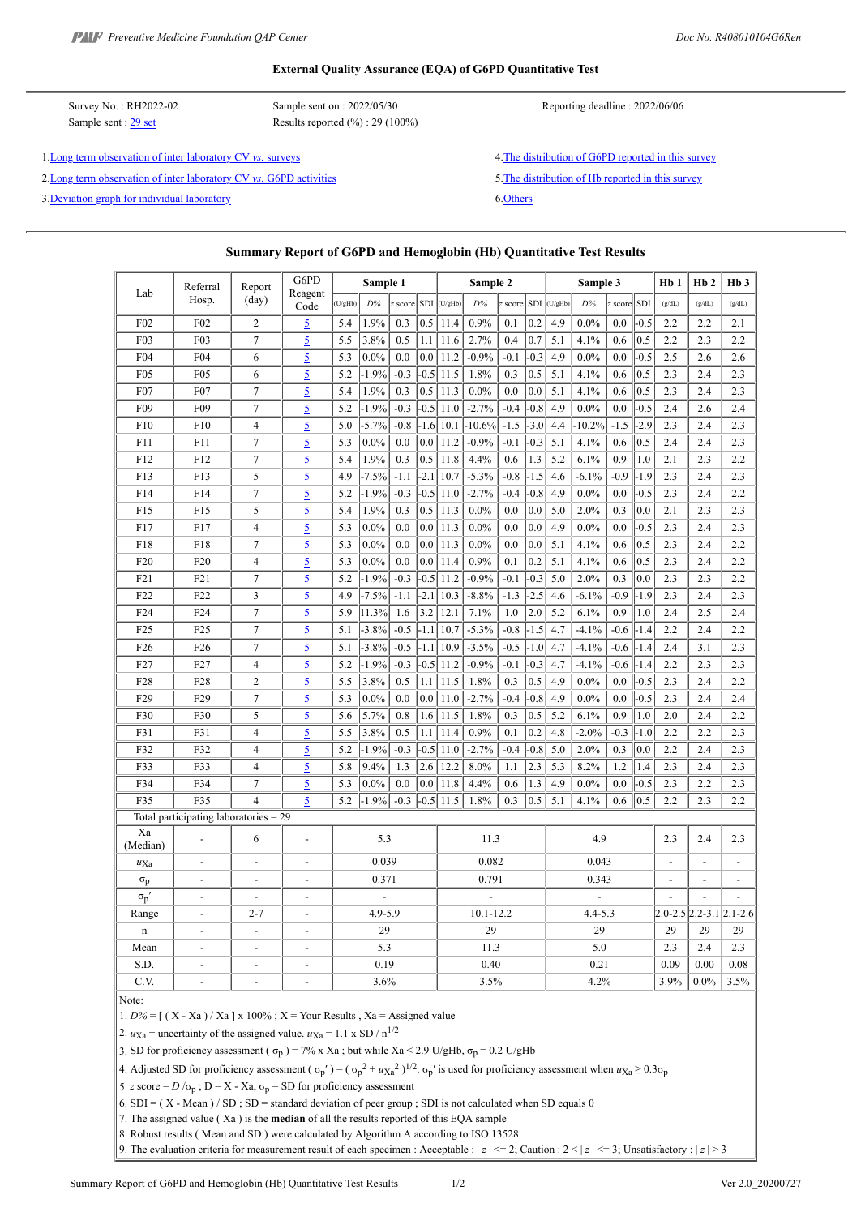## External Quality Assurance (EQA) of G6PD Quantitative Test

Survey No. : RH2022-02  
Sample sent : 29 set  
Sample sent on : 2022/05/30  
Results reported (%) : 29 (100%)  
Reporting deadline : 2022/06/06

1. Long term observation of inter laboratory CV *vs.* surveys
2. Long term observation of inter laboratory CV *vs.* G6PD activities
3. Deviation graph for individual laboratory
4. The distribution of G6PD reported in this survey
5. The distribution of Hb reported in this survey
6. Others

### Summary Report of G6PD and Hemoglobin (Hb) Quantitative Test Results

| Lab | Referral Hosp. | Report (day) | G6PD Reagent Code | Sample 1 (U/gHb) | Sample 1 *D%* | Sample 1 z score | Sample 1 SDI | Sample 2 (U/gHb) | Sample 2 *D%* | Sample 2 z score | Sample 2 SDI | Sample 3 (U/gHb) | Sample 3 *D%* | Sample 3 z score | Sample 3 SDI | Hb 1 (g/dL) | Hb 2 (g/dL) | Hb 3 (g/dL) |
|---|---|---|---|---|---|---|---|---|---|---|---|---|---|---|---|---|---|---|
| F02 | F02 | 2 | 5 | 5.4 | 1.9% | 0.3 | 0.5 | 11.4 | 0.9% | 0.1 | 0.2 | 4.9 | 0.0% | 0.0 | -0.5 | 2.2 | 2.2 | 2.1 |
| F03 | F03 | 7 | 5 | 5.5 | 3.8% | 0.5 | 1.1 | 11.6 | 2.7% | 0.4 | 0.7 | 5.1 | 4.1% | 0.6 | 0.5 | 2.2 | 2.3 | 2.2 |
| F04 | F04 | 6 | 5 | 5.3 | 0.0% | 0.0 | 0.0 | 11.2 | -0.9% | -0.1 | -0.3 | 4.9 | 0.0% | 0.0 | -0.5 | 2.5 | 2.6 | 2.6 |
| F05 | F05 | 6 | 5 | 5.2 | -1.9% | -0.3 | -0.5 | 11.5 | 1.8% | 0.3 | 0.5 | 5.1 | 4.1% | 0.6 | 0.5 | 2.3 | 2.4 | 2.3 |
| F07 | F07 | 7 | 5 | 5.4 | 1.9% | 0.3 | 0.5 | 11.3 | 0.0% | 0.0 | 0.0 | 5.1 | 4.1% | 0.6 | 0.5 | 2.3 | 2.4 | 2.3 |
| F09 | F09 | 7 | 5 | 5.2 | -1.9% | -0.3 | -0.5 | 11.0 | -2.7% | -0.4 | -0.8 | 4.9 | 0.0% | 0.0 | -0.5 | 2.4 | 2.6 | 2.4 |
| F10 | F10 | 4 | 5 | 5.0 | -5.7% | -0.8 | -1.6 | 10.1 | -10.6% | -1.5 | -3.0 | 4.4 | -10.2% | -1.5 | -2.9 | 2.3 | 2.4 | 2.3 |
| F11 | F11 | 7 | 5 | 5.3 | 0.0% | 0.0 | 0.0 | 11.2 | -0.9% | -0.1 | -0.3 | 5.1 | 4.1% | 0.6 | 0.5 | 2.4 | 2.4 | 2.3 |
| F12 | F12 | 7 | 5 | 5.4 | 1.9% | 0.3 | 0.5 | 11.8 | 4.4% | 0.6 | 1.3 | 5.2 | 6.1% | 0.9 | 1.0 | 2.1 | 2.3 | 2.2 |
| F13 | F13 | 5 | 5 | 4.9 | -7.5% | -1.1 | -2.1 | 10.7 | -5.3% | -0.8 | -1.5 | 4.6 | -6.1% | -0.9 | -1.9 | 2.3 | 2.4 | 2.3 |
| F14 | F14 | 7 | 5 | 5.2 | -1.9% | -0.3 | -0.5 | 11.0 | -2.7% | -0.4 | -0.8 | 4.9 | 0.0% | 0.0 | -0.5 | 2.3 | 2.4 | 2.2 |
| F15 | F15 | 5 | 5 | 5.4 | 1.9% | 0.3 | 0.5 | 11.3 | 0.0% | 0.0 | 0.0 | 5.0 | 2.0% | 0.3 | 0.0 | 2.1 | 2.3 | 2.3 |
| F17 | F17 | 4 | 5 | 5.3 | 0.0% | 0.0 | 0.0 | 11.3 | 0.0% | 0.0 | 0.0 | 4.9 | 0.0% | 0.0 | -0.5 | 2.3 | 2.4 | 2.3 |
| F18 | F18 | 7 | 5 | 5.3 | 0.0% | 0.0 | 0.0 | 11.3 | 0.0% | 0.0 | 0.0 | 5.1 | 4.1% | 0.6 | 0.5 | 2.3 | 2.4 | 2.2 |
| F20 | F20 | 4 | 5 | 5.3 | 0.0% | 0.0 | 0.0 | 11.4 | 0.9% | 0.1 | 0.2 | 5.1 | 4.1% | 0.6 | 0.5 | 2.3 | 2.4 | 2.2 |
| F21 | F21 | 7 | 5 | 5.2 | -1.9% | -0.3 | -0.5 | 11.2 | -0.9% | -0.1 | -0.3 | 5.0 | 2.0% | 0.3 | 0.0 | 2.3 | 2.3 | 2.2 |
| F22 | F22 | 3 | 5 | 4.9 | -7.5% | -1.1 | -2.1 | 10.3 | -8.8% | -1.3 | -2.5 | 4.6 | -6.1% | -0.9 | -1.9 | 2.3 | 2.4 | 2.3 |
| F24 | F24 | 7 | 5 | 5.9 | 11.3% | 1.6 | 3.2 | 12.1 | 7.1% | 1.0 | 2.0 | 5.2 | 6.1% | 0.9 | 1.0 | 2.4 | 2.5 | 2.4 |
| F25 | F25 | 7 | 5 | 5.1 | -3.8% | -0.5 | -1.1 | 10.7 | -5.3% | -0.8 | -1.5 | 4.7 | -4.1% | -0.6 | -1.4 | 2.2 | 2.4 | 2.2 |
| F26 | F26 | 7 | 5 | 5.1 | -3.8% | -0.5 | -1.1 | 10.9 | -3.5% | -0.5 | -1.0 | 4.7 | -4.1% | -0.6 | -1.4 | 2.4 | 3.1 | 2.3 |
| F27 | F27 | 4 | 5 | 5.2 | -1.9% | -0.3 | -0.5 | 11.2 | -0.9% | -0.1 | -0.3 | 4.7 | -4.1% | -0.6 | -1.4 | 2.2 | 2.3 | 2.3 |
| F28 | F28 | 2 | 5 | 5.5 | 3.8% | 0.5 | 1.1 | 11.5 | 1.8% | 0.3 | 0.5 | 4.9 | 0.0% | 0.0 | -0.5 | 2.3 | 2.4 | 2.2 |
| F29 | F29 | 7 | 5 | 5.3 | 0.0% | 0.0 | 0.0 | 11.0 | -2.7% | -0.4 | -0.8 | 4.9 | 0.0% | 0.0 | -0.5 | 2.3 | 2.4 | 2.4 |
| F30 | F30 | 5 | 5 | 5.6 | 5.7% | 0.8 | 1.6 | 11.5 | 1.8% | 0.3 | 0.5 | 5.2 | 6.1% | 0.9 | 1.0 | 2.0 | 2.4 | 2.2 |
| F31 | F31 | 4 | 5 | 5.5 | 3.8% | 0.5 | 1.1 | 11.4 | 0.9% | 0.1 | 0.2 | 4.8 | -2.0% | -0.3 | -1.0 | 2.2 | 2.2 | 2.3 |
| F32 | F32 | 4 | 5 | 5.2 | -1.9% | -0.3 | -0.5 | 11.0 | -2.7% | -0.4 | -0.8 | 5.0 | 2.0% | 0.3 | 0.0 | 2.2 | 2.4 | 2.3 |
| F33 | F33 | 4 | 5 | 5.8 | 9.4% | 1.3 | 2.6 | 12.2 | 8.0% | 1.1 | 2.3 | 5.3 | 8.2% | 1.2 | 1.4 | 2.3 | 2.4 | 2.3 |
| F34 | F34 | 7 | 5 | 5.3 | 0.0% | 0.0 | 0.0 | 11.8 | 4.4% | 0.6 | 1.3 | 4.9 | 0.0% | 0.0 | -0.5 | 2.3 | 2.2 | 2.3 |
| F35 | F35 | 4 | 5 | 5.2 | -1.9% | -0.3 | -0.5 | 11.5 | 1.8% | 0.3 | 0.5 | 5.1 | 4.1% | 0.6 | 0.5 | 2.2 | 2.3 | 2.2 |
| Total participating laboratories = 29 | | | | | | | | | | | | | | | | | | |
| Xa (Median) | - | 6 | - | 5.3 | | | | 11.3 | | | | 4.9 | | | | 2.3 | 2.4 | 2.3 |
| $u_{Xa}$ | - | - | - | 0.039 | | | | 0.082 | | | | 0.043 | | | | - | - | - |
| $\sigma_p$ | - | - | - | 0.371 | | | | 0.791 | | | | 0.343 | | | | - | - | - |
| $\sigma_p'$ | - | - | - | - | | | | - | | | | - | | | | - | - | - |
| Range | - | 2-7 | - | 4.9-5.9 | | | | 10.1-12.2 | | | | 4.4-5.3 | | | | 2.0-2.5 | 2.2-3.1 | 2.1-2.6 |
| n | - | - | - | 29 | | | | 29 | | | | 29 | | | | 29 | 29 | 29 |
| Mean | - | - | - | 5.3 | | | | 11.3 | | | | 5.0 | | | | 2.3 | 2.4 | 2.3 |
| S.D. | - | - | - | 0.19 | | | | 0.40 | | | | 0.21 | | | | 0.09 | 0.00 | 0.08 |
| C.V. | - | - | - | 3.6% | | | | 3.5% | | | | 4.2% | | | | 3.9% | 0.0% | 3.5% |

Note:

1. $D\% = [ ( X - Xa ) / Xa ] \times 100\%$ ; X = Your Results , Xa = Assigned value
2. $u_{Xa}$ = uncertainty of the assigned value. $u_{Xa} = 1.1 \times SD / n^{1/2}$
3. SD for proficiency assessment ( $\sigma_p$ ) = 7% x Xa ; but while Xa < 2.9 U/gHb, $\sigma_p$ = 0.2 U/gHb
4. Adjusted SD for proficiency assessment ( $\sigma_p'$ ) = $( \sigma_p^2 + u_{Xa}^2 )^{1/2}$. $\sigma_p'$ is used for proficiency assessment when $u_{Xa} \geq 0.3\sigma_p$
5. z score = $D / \sigma_p$ ; D = X - Xa, $\sigma_p$ = SD for proficiency assessment
6. SDI = ( X - Mean ) / SD ; SD = standard deviation of peer group ; SDI is not calculated when SD equals 0
7. The assigned value ( Xa ) is the **median** of all the results reported of this EQA sample
8. Robust results ( Mean and SD ) were calculated by Algorithm A according to ISO 13528
9. The evaluation criteria for measurement result of each specimen : Acceptable : $|z| \leq 2$; Caution : $2 < |z| \leq 3$; Unsatisfactory : $|z| > 3$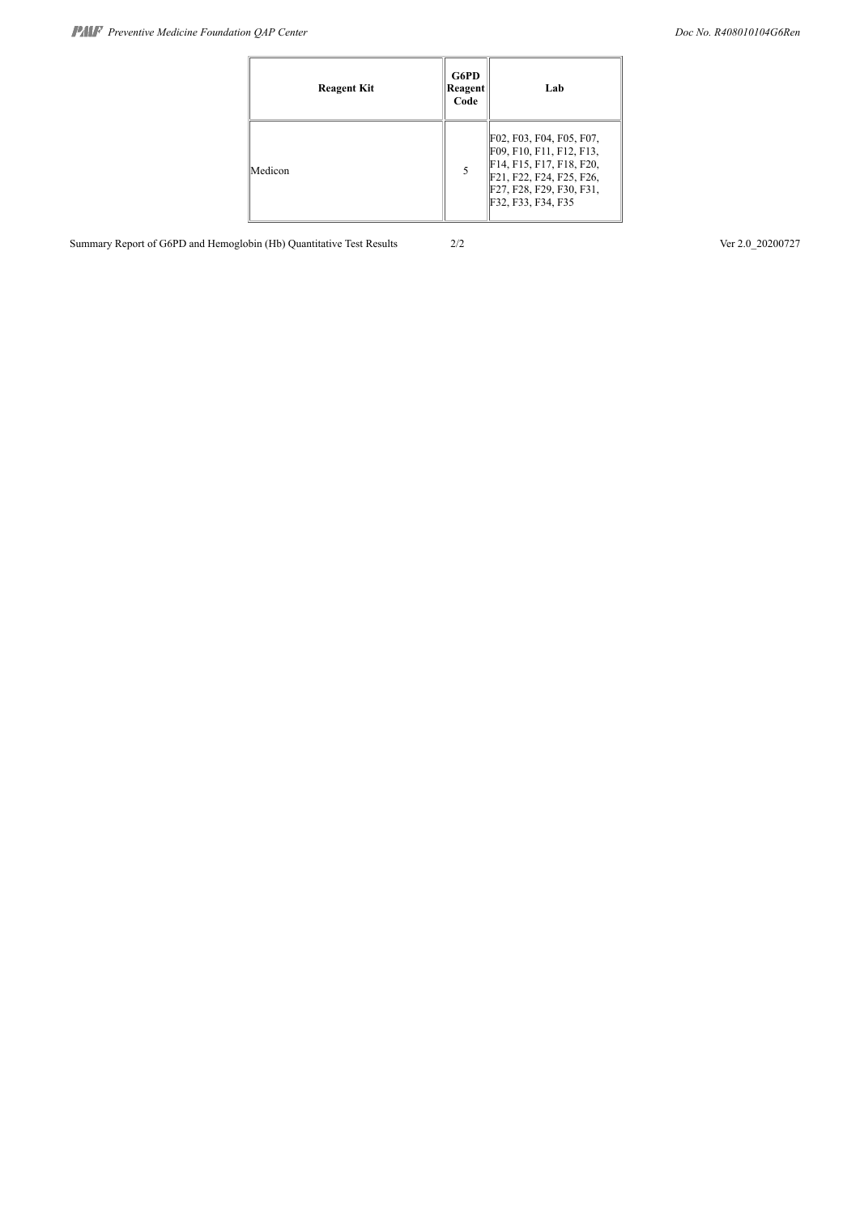| Reagent Kit | G6PD Reagent Code | Lab |
|---|---|---|
| Medicon | 5 | F02, F03, F04, F05, F07, F09, F10, F11, F12, F13, F14, F15, F17, F18, F20, F21, F22, F24, F25, F26, F27, F28, F29, F30, F31, F32, F33, F34, F35 |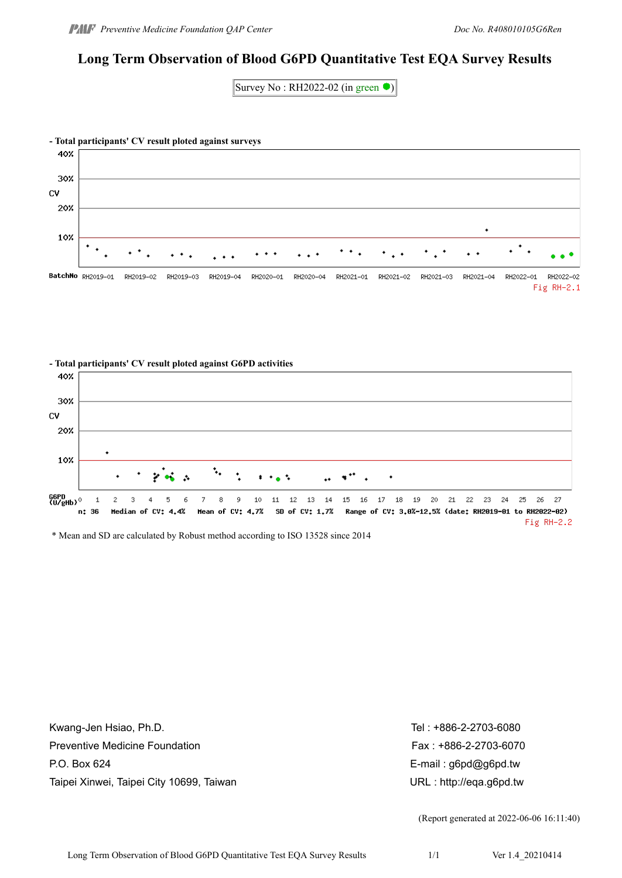# Long Term Observation of Blood G6PD Quantitative Test EQA Survey Results

Survey No : RH2022-02 (in green ●)

- Total participants' CV result ploted against surveys

40%
30%
CV
20%
10%

BatchNo RH2019-01 RH2019-02 RH2019-03 RH2019-04 RH2020-01 RH2020-04 RH2021-01 RH2021-02 RH2021-03 RH2021-04 RH2022-01 RH2022-02

Fig RH-2.1

- Total participants' CV result ploted against G6PD activities

40%
30%
CV
20%
10%

G6PD (U/gHb) 0 1 2 3 4 5 6 7 8 9 10 11 12 13 14 15 16 17 18 19 20 21 22 23 24 25 26 27

n: 36 Median of CV: 4.4% Mean of CV: 4.7% SD of CV: 1.7% Range of CV: 3.0%-12.5% (date: RH2019-01 to RH2022-02)

Fig RH-2.2

\* Mean and SD are calculated by Robust method according to ISO 13528 since 2014

Kwang-Jen Hsiao, Ph.D.
Preventive Medicine Foundation
P.O. Box 624
Taipei Xinwei, Taipei City 10699, Taiwan

Tel : +886-2-2703-6080
Fax : +886-2-2703-6070
E-mail : g6pd@g6pd.tw
URL : http://eqa.g6pd.tw

(Report generated at 2022-06-06 16:11:40)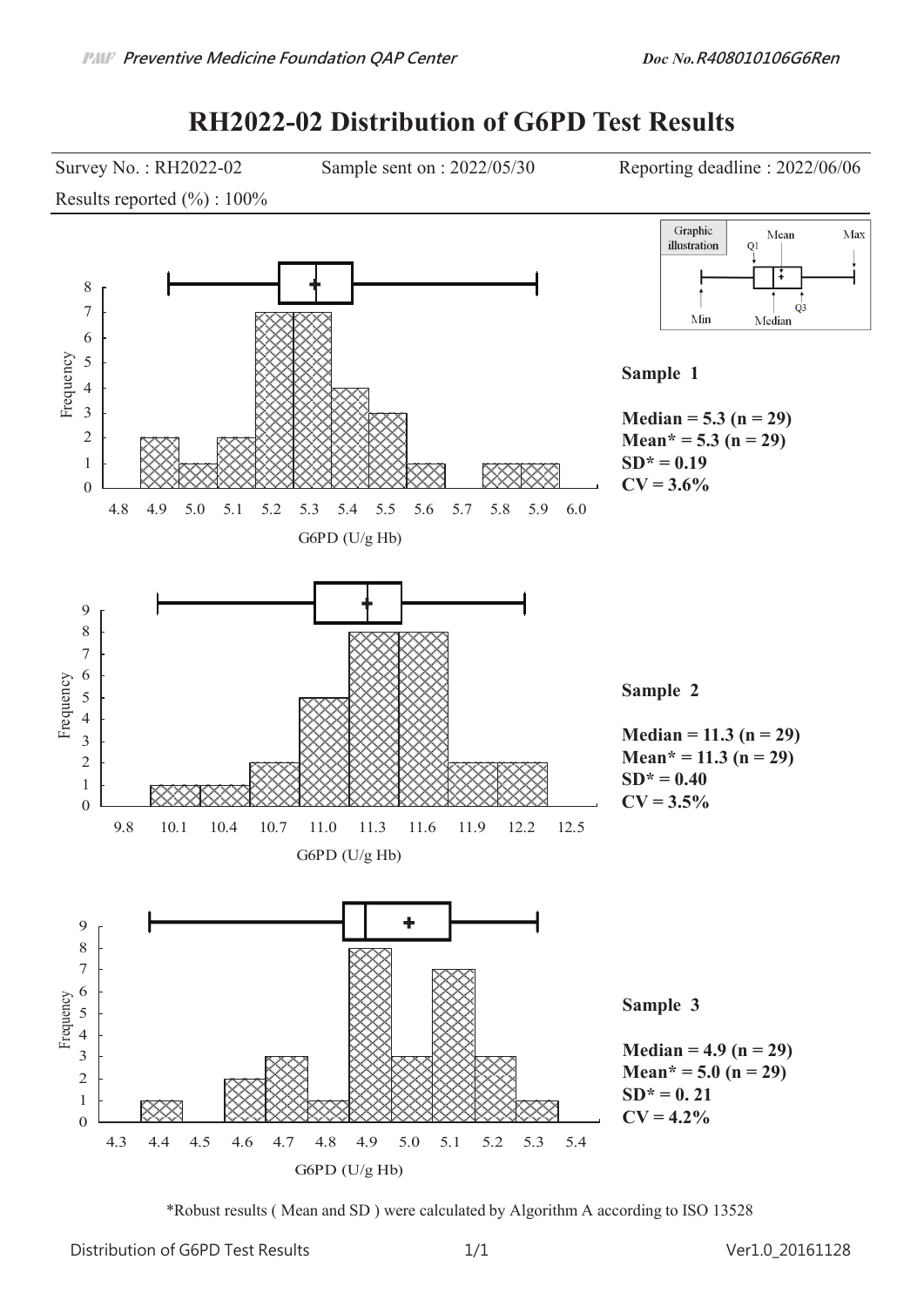# RH2022-02 Distribution of G6PD Test Results

Survey No. : RH2022-02 Sample sent on : 2022/05/30 Reporting deadline : 2022/06/06

Results reported (%) : 100%

**Sample 1**

**Median = 5.3 (n = 29)**
**Mean* = 5.3 (n = 29)**
**SD* = 0.19**
**CV = 3.6%**

**Sample 2**

**Median = 11.3 (n = 29)**
**Mean* = 11.3 (n = 29)**
**SD* = 0.40**
**CV = 3.5%**

**Sample 3**

**Median = 4.9 (n = 29)**
**Mean* = 5.0 (n = 29)**
**SD* = 0. 21**
**CV = 4.2%**

*Robust results ( Mean and SD ) were calculated by Algorithm A according to ISO 13528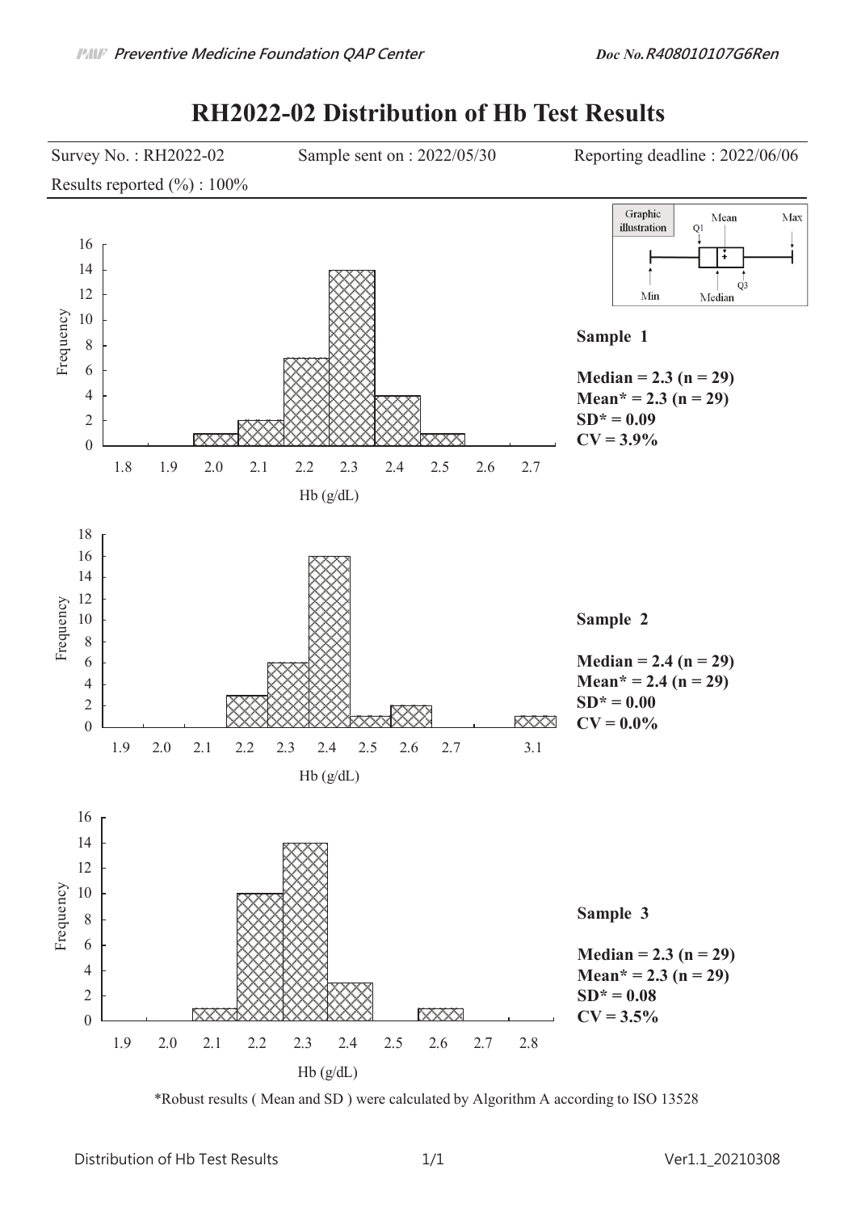# RH2022-02 Distribution of Hb Test Results

Survey No. : RH2022-02    Sample sent on : 2022/05/30    Reporting deadline : 2022/06/06

Results reported (%) : 100%

Graphic illustration
Min
Q1
Mean
Median
Q3
Max

Frequency
16
14
12
10
8
6
4
2
0
1.8 1.9 2.0 2.1 2.2 2.3 2.4 2.5 2.6 2.7
Hb (g/dL)

**Sample 1**

**Median = 2.3 (n = 29)**
**Mean* = 2.3 (n = 29)**
**SD* = 0.09**
**CV = 3.9%**

Frequency
18
16
14
12
10
8
6
4
2
0
1.9 2.0 2.1 2.2 2.3 2.4 2.5 2.6 2.7 3.1
Hb (g/dL)

**Sample 2**

**Median = 2.4 (n = 29)**
**Mean* = 2.4 (n = 29)**
**SD* = 0.00**
**CV = 0.0%**

Frequency
16
14
12
10
8
6
4
2
0
1.9 2.0 2.1 2.2 2.3 2.4 2.5 2.6 2.7 2.8
Hb (g/dL)

**Sample 3**

**Median = 2.3 (n = 29)**
**Mean* = 2.3 (n = 29)**
**SD* = 0.08**
**CV = 3.5%**

*Robust results ( Mean and SD ) were calculated by Algorithm A according to ISO 13528